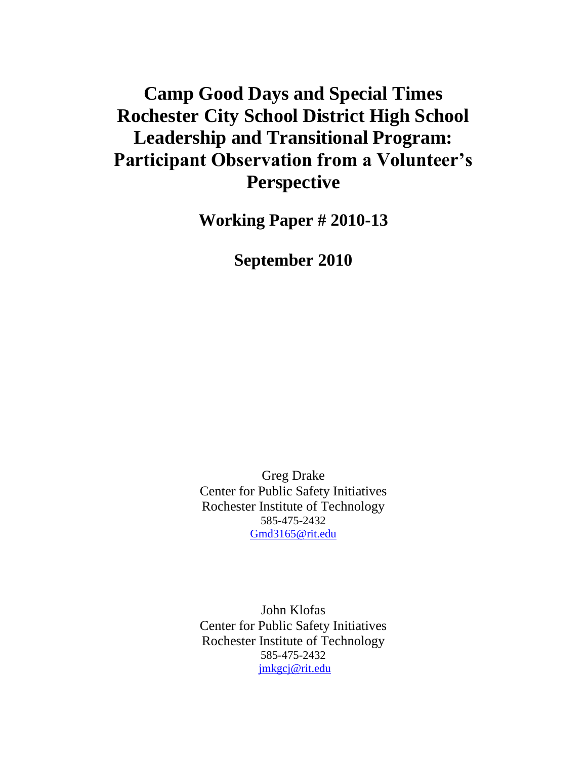# Camp Good Days and Special Times Rochester City School District High School Leadership and Transitional Program: Participant Observation from a Volunteer's Perspective

**Working Paper # 2010-13**

**September 2010**

Greg Drake
Center for Public Safety Initiatives
Rochester Institute of Technology
585-475-2432
Gmd3165@rit.edu

John Klofas
Center for Public Safety Initiatives
Rochester Institute of Technology
585-475-2432
jmkgcj@rit.edu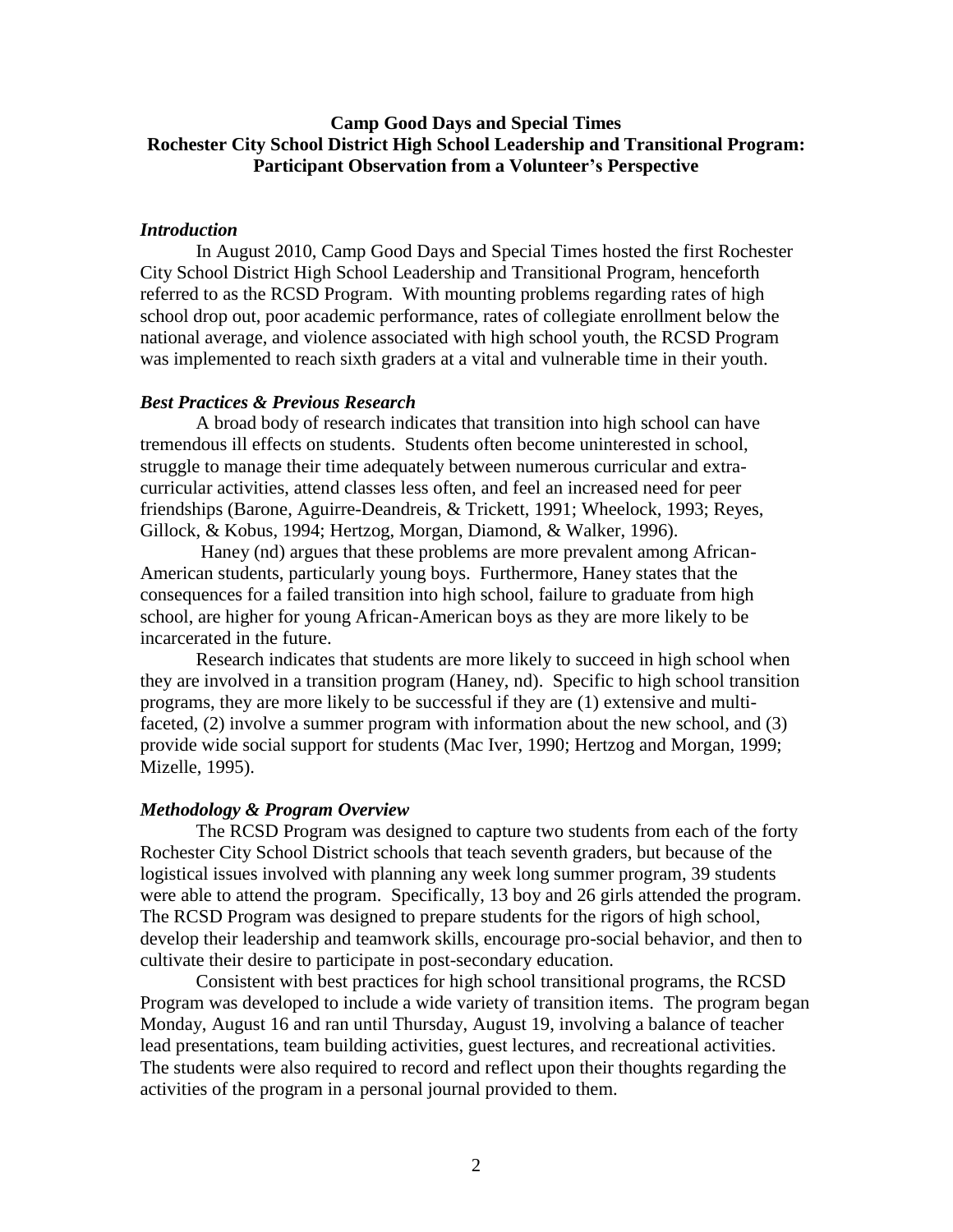**Camp Good Days and Special Times**
**Rochester City School District High School Leadership and Transitional Program: Participant Observation from a Volunteer's Perspective**

### *Introduction*

In August 2010, Camp Good Days and Special Times hosted the first Rochester City School District High School Leadership and Transitional Program, henceforth referred to as the RCSD Program. With mounting problems regarding rates of high school drop out, poor academic performance, rates of collegiate enrollment below the national average, and violence associated with high school youth, the RCSD Program was implemented to reach sixth graders at a vital and vulnerable time in their youth.

### *Best Practices & Previous Research*

A broad body of research indicates that transition into high school can have tremendous ill effects on students. Students often become uninterested in school, struggle to manage their time adequately between numerous curricular and extra-curricular activities, attend classes less often, and feel an increased need for peer friendships (Barone, Aguirre-Deandreis, & Trickett, 1991; Wheelock, 1993; Reyes, Gillock, & Kobus, 1994; Hertzog, Morgan, Diamond, & Walker, 1996).

Haney (nd) argues that these problems are more prevalent among African-American students, particularly young boys. Furthermore, Haney states that the consequences for a failed transition into high school, failure to graduate from high school, are higher for young African-American boys as they are more likely to be incarcerated in the future.

Research indicates that students are more likely to succeed in high school when they are involved in a transition program (Haney, nd). Specific to high school transition programs, they are more likely to be successful if they are (1) extensive and multi-faceted, (2) involve a summer program with information about the new school, and (3) provide wide social support for students (Mac Iver, 1990; Hertzog and Morgan, 1999; Mizelle, 1995).

### *Methodology & Program Overview*

The RCSD Program was designed to capture two students from each of the forty Rochester City School District schools that teach seventh graders, but because of the logistical issues involved with planning any week long summer program, 39 students were able to attend the program. Specifically, 13 boy and 26 girls attended the program. The RCSD Program was designed to prepare students for the rigors of high school, develop their leadership and teamwork skills, encourage pro-social behavior, and then to cultivate their desire to participate in post-secondary education.

Consistent with best practices for high school transitional programs, the RCSD Program was developed to include a wide variety of transition items. The program began Monday, August 16 and ran until Thursday, August 19, involving a balance of teacher lead presentations, team building activities, guest lectures, and recreational activities. The students were also required to record and reflect upon their thoughts regarding the activities of the program in a personal journal provided to them.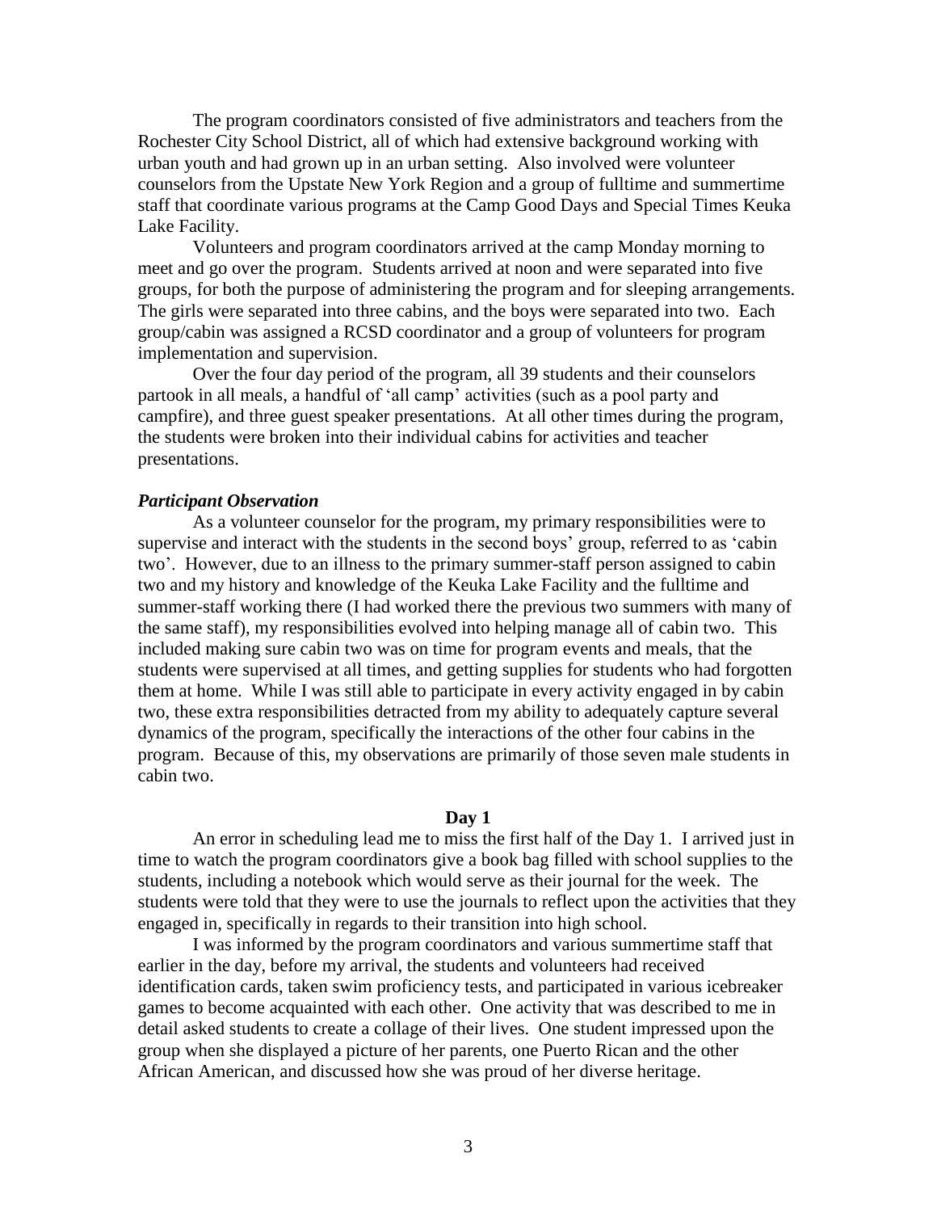The program coordinators consisted of five administrators and teachers from the Rochester City School District, all of which had extensive background working with urban youth and had grown up in an urban setting. Also involved were volunteer counselors from the Upstate New York Region and a group of fulltime and summertime staff that coordinate various programs at the Camp Good Days and Special Times Keuka Lake Facility.

Volunteers and program coordinators arrived at the camp Monday morning to meet and go over the program. Students arrived at noon and were separated into five groups, for both the purpose of administering the program and for sleeping arrangements. The girls were separated into three cabins, and the boys were separated into two. Each group/cabin was assigned a RCSD coordinator and a group of volunteers for program implementation and supervision.

Over the four day period of the program, all 39 students and their counselors partook in all meals, a handful of 'all camp' activities (such as a pool party and campfire), and three guest speaker presentations. At all other times during the program, the students were broken into their individual cabins for activities and teacher presentations.

### *Participant Observation*

As a volunteer counselor for the program, my primary responsibilities were to supervise and interact with the students in the second boys' group, referred to as 'cabin two'. However, due to an illness to the primary summer-staff person assigned to cabin two and my history and knowledge of the Keuka Lake Facility and the fulltime and summer-staff working there (I had worked there the previous two summers with many of the same staff), my responsibilities evolved into helping manage all of cabin two. This included making sure cabin two was on time for program events and meals, that the students were supervised at all times, and getting supplies for students who had forgotten them at home. While I was still able to participate in every activity engaged in by cabin two, these extra responsibilities detracted from my ability to adequately capture several dynamics of the program, specifically the interactions of the other four cabins in the program. Because of this, my observations are primarily of those seven male students in cabin two.

#### **Day 1**

An error in scheduling lead me to miss the first half of the Day 1. I arrived just in time to watch the program coordinators give a book bag filled with school supplies to the students, including a notebook which would serve as their journal for the week. The students were told that they were to use the journals to reflect upon the activities that they engaged in, specifically in regards to their transition into high school.

I was informed by the program coordinators and various summertime staff that earlier in the day, before my arrival, the students and volunteers had received identification cards, taken swim proficiency tests, and participated in various icebreaker games to become acquainted with each other. One activity that was described to me in detail asked students to create a collage of their lives. One student impressed upon the group when she displayed a picture of her parents, one Puerto Rican and the other African American, and discussed how she was proud of her diverse heritage.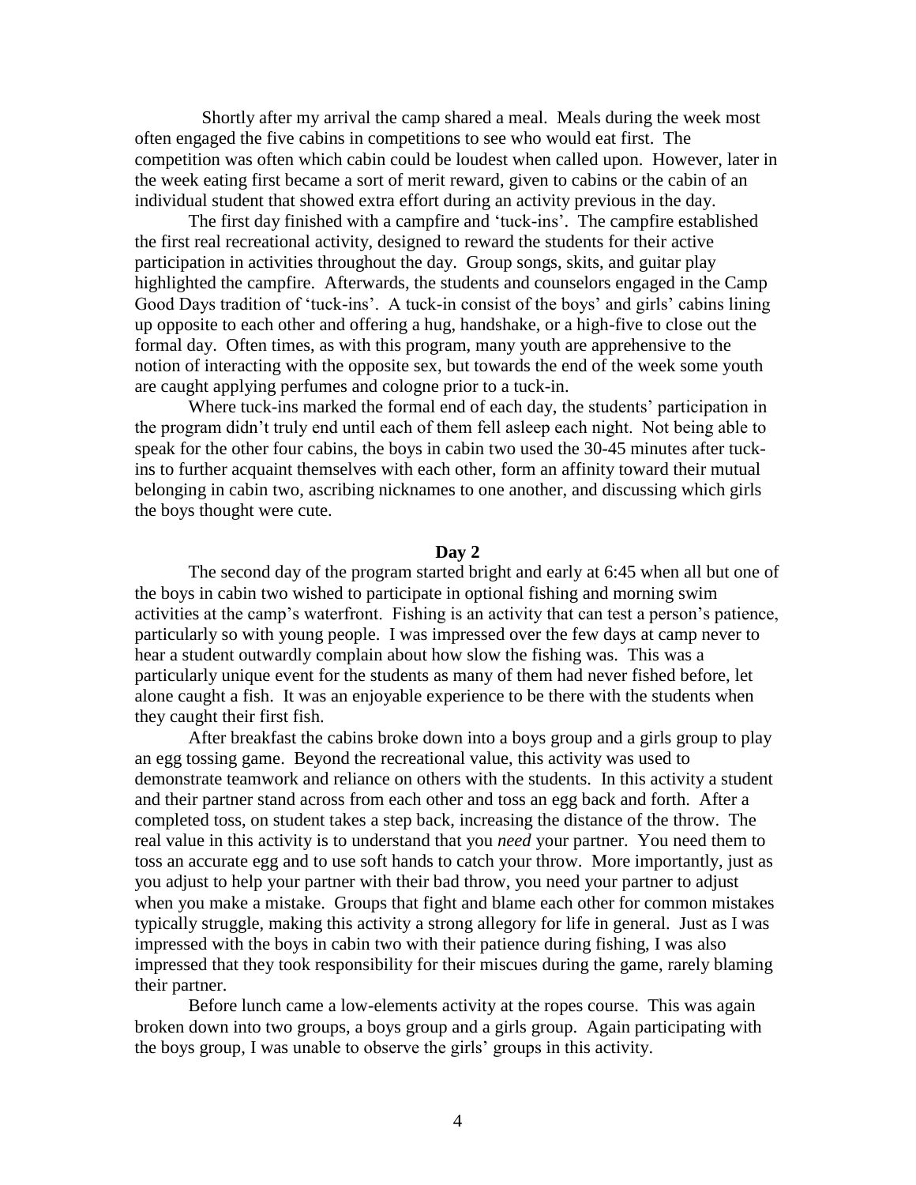Shortly after my arrival the camp shared a meal. Meals during the week most often engaged the five cabins in competitions to see who would eat first. The competition was often which cabin could be loudest when called upon. However, later in the week eating first became a sort of merit reward, given to cabins or the cabin of an individual student that showed extra effort during an activity previous in the day.

The first day finished with a campfire and 'tuck-ins'. The campfire established the first real recreational activity, designed to reward the students for their active participation in activities throughout the day. Group songs, skits, and guitar play highlighted the campfire. Afterwards, the students and counselors engaged in the Camp Good Days tradition of 'tuck-ins'. A tuck-in consist of the boys' and girls' cabins lining up opposite to each other and offering a hug, handshake, or a high-five to close out the formal day. Often times, as with this program, many youth are apprehensive to the notion of interacting with the opposite sex, but towards the end of the week some youth are caught applying perfumes and cologne prior to a tuck-in.

Where tuck-ins marked the formal end of each day, the students' participation in the program didn't truly end until each of them fell asleep each night. Not being able to speak for the other four cabins, the boys in cabin two used the 30-45 minutes after tuck-ins to further acquaint themselves with each other, form an affinity toward their mutual belonging in cabin two, ascribing nicknames to one another, and discussing which girls the boys thought were cute.

**Day 2**

The second day of the program started bright and early at 6:45 when all but one of the boys in cabin two wished to participate in optional fishing and morning swim activities at the camp's waterfront. Fishing is an activity that can test a person's patience, particularly so with young people. I was impressed over the few days at camp never to hear a student outwardly complain about how slow the fishing was. This was a particularly unique event for the students as many of them had never fished before, let alone caught a fish. It was an enjoyable experience to be there with the students when they caught their first fish.

After breakfast the cabins broke down into a boys group and a girls group to play an egg tossing game. Beyond the recreational value, this activity was used to demonstrate teamwork and reliance on others with the students. In this activity a student and their partner stand across from each other and toss an egg back and forth. After a completed toss, on student takes a step back, increasing the distance of the throw. The real value in this activity is to understand that you *need* your partner. You need them to toss an accurate egg and to use soft hands to catch your throw. More importantly, just as you adjust to help your partner with their bad throw, you need your partner to adjust when you make a mistake. Groups that fight and blame each other for common mistakes typically struggle, making this activity a strong allegory for life in general. Just as I was impressed with the boys in cabin two with their patience during fishing, I was also impressed that they took responsibility for their miscues during the game, rarely blaming their partner.

Before lunch came a low-elements activity at the ropes course. This was again broken down into two groups, a boys group and a girls group. Again participating with the boys group, I was unable to observe the girls' groups in this activity.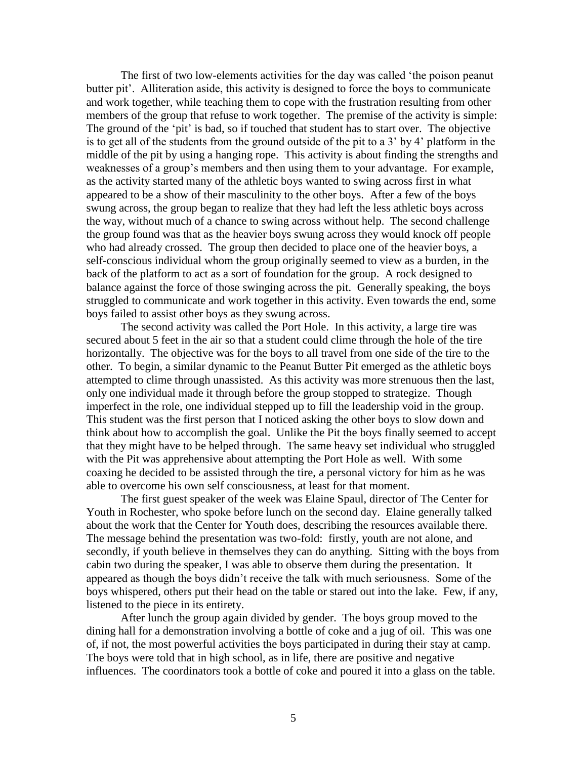The first of two low-elements activities for the day was called 'the poison peanut butter pit'. Alliteration aside, this activity is designed to force the boys to communicate and work together, while teaching them to cope with the frustration resulting from other members of the group that refuse to work together. The premise of the activity is simple: The ground of the 'pit' is bad, so if touched that student has to start over. The objective is to get all of the students from the ground outside of the pit to a 3' by 4' platform in the middle of the pit by using a hanging rope. This activity is about finding the strengths and weaknesses of a group's members and then using them to your advantage. For example, as the activity started many of the athletic boys wanted to swing across first in what appeared to be a show of their masculinity to the other boys. After a few of the boys swung across, the group began to realize that they had left the less athletic boys across the way, without much of a chance to swing across without help. The second challenge the group found was that as the heavier boys swung across they would knock off people who had already crossed. The group then decided to place one of the heavier boys, a self-conscious individual whom the group originally seemed to view as a burden, in the back of the platform to act as a sort of foundation for the group. A rock designed to balance against the force of those swinging across the pit. Generally speaking, the boys struggled to communicate and work together in this activity. Even towards the end, some boys failed to assist other boys as they swung across.

The second activity was called the Port Hole. In this activity, a large tire was secured about 5 feet in the air so that a student could clime through the hole of the tire horizontally. The objective was for the boys to all travel from one side of the tire to the other. To begin, a similar dynamic to the Peanut Butter Pit emerged as the athletic boys attempted to clime through unassisted. As this activity was more strenuous then the last, only one individual made it through before the group stopped to strategize. Though imperfect in the role, one individual stepped up to fill the leadership void in the group. This student was the first person that I noticed asking the other boys to slow down and think about how to accomplish the goal. Unlike the Pit the boys finally seemed to accept that they might have to be helped through. The same heavy set individual who struggled with the Pit was apprehensive about attempting the Port Hole as well. With some coaxing he decided to be assisted through the tire, a personal victory for him as he was able to overcome his own self consciousness, at least for that moment.

The first guest speaker of the week was Elaine Spaul, director of The Center for Youth in Rochester, who spoke before lunch on the second day. Elaine generally talked about the work that the Center for Youth does, describing the resources available there. The message behind the presentation was two-fold: firstly, youth are not alone, and secondly, if youth believe in themselves they can do anything. Sitting with the boys from cabin two during the speaker, I was able to observe them during the presentation. It appeared as though the boys didn't receive the talk with much seriousness. Some of the boys whispered, others put their head on the table or stared out into the lake. Few, if any, listened to the piece in its entirety.

After lunch the group again divided by gender. The boys group moved to the dining hall for a demonstration involving a bottle of coke and a jug of oil. This was one of, if not, the most powerful activities the boys participated in during their stay at camp. The boys were told that in high school, as in life, there are positive and negative influences. The coordinators took a bottle of coke and poured it into a glass on the table.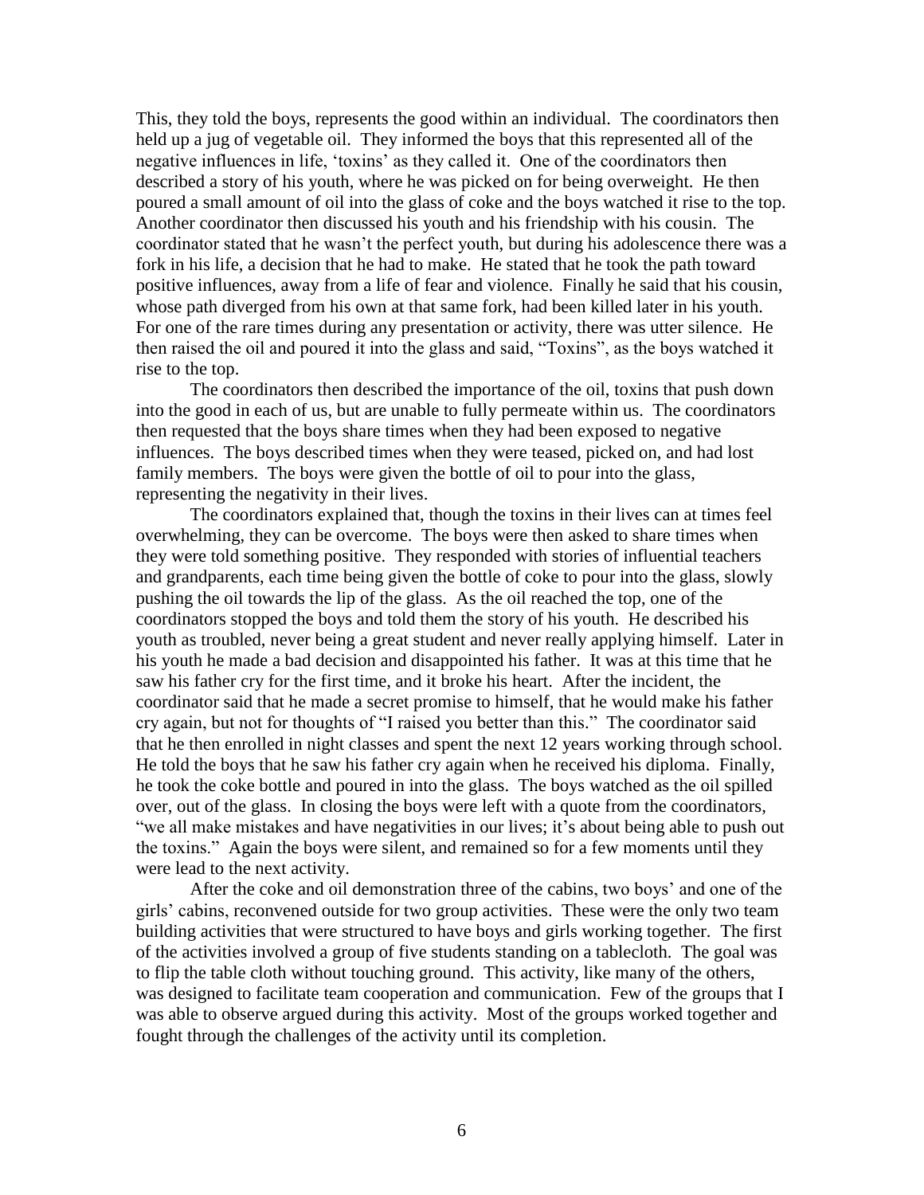This, they told the boys, represents the good within an individual. The coordinators then held up a jug of vegetable oil. They informed the boys that this represented all of the negative influences in life, 'toxins' as they called it. One of the coordinators then described a story of his youth, where he was picked on for being overweight. He then poured a small amount of oil into the glass of coke and the boys watched it rise to the top. Another coordinator then discussed his youth and his friendship with his cousin. The coordinator stated that he wasn't the perfect youth, but during his adolescence there was a fork in his life, a decision that he had to make. He stated that he took the path toward positive influences, away from a life of fear and violence. Finally he said that his cousin, whose path diverged from his own at that same fork, had been killed later in his youth. For one of the rare times during any presentation or activity, there was utter silence. He then raised the oil and poured it into the glass and said, "Toxins", as the boys watched it rise to the top.

The coordinators then described the importance of the oil, toxins that push down into the good in each of us, but are unable to fully permeate within us. The coordinators then requested that the boys share times when they had been exposed to negative influences. The boys described times when they were teased, picked on, and had lost family members. The boys were given the bottle of oil to pour into the glass, representing the negativity in their lives.

The coordinators explained that, though the toxins in their lives can at times feel overwhelming, they can be overcome. The boys were then asked to share times when they were told something positive. They responded with stories of influential teachers and grandparents, each time being given the bottle of coke to pour into the glass, slowly pushing the oil towards the lip of the glass. As the oil reached the top, one of the coordinators stopped the boys and told them the story of his youth. He described his youth as troubled, never being a great student and never really applying himself. Later in his youth he made a bad decision and disappointed his father. It was at this time that he saw his father cry for the first time, and it broke his heart. After the incident, the coordinator said that he made a secret promise to himself, that he would make his father cry again, but not for thoughts of "I raised you better than this." The coordinator said that he then enrolled in night classes and spent the next 12 years working through school. He told the boys that he saw his father cry again when he received his diploma. Finally, he took the coke bottle and poured in into the glass. The boys watched as the oil spilled over, out of the glass. In closing the boys were left with a quote from the coordinators, "we all make mistakes and have negativities in our lives; it's about being able to push out the toxins." Again the boys were silent, and remained so for a few moments until they were lead to the next activity.

After the coke and oil demonstration three of the cabins, two boys' and one of the girls' cabins, reconvened outside for two group activities. These were the only two team building activities that were structured to have boys and girls working together. The first of the activities involved a group of five students standing on a tablecloth. The goal was to flip the table cloth without touching ground. This activity, like many of the others, was designed to facilitate team cooperation and communication. Few of the groups that I was able to observe argued during this activity. Most of the groups worked together and fought through the challenges of the activity until its completion.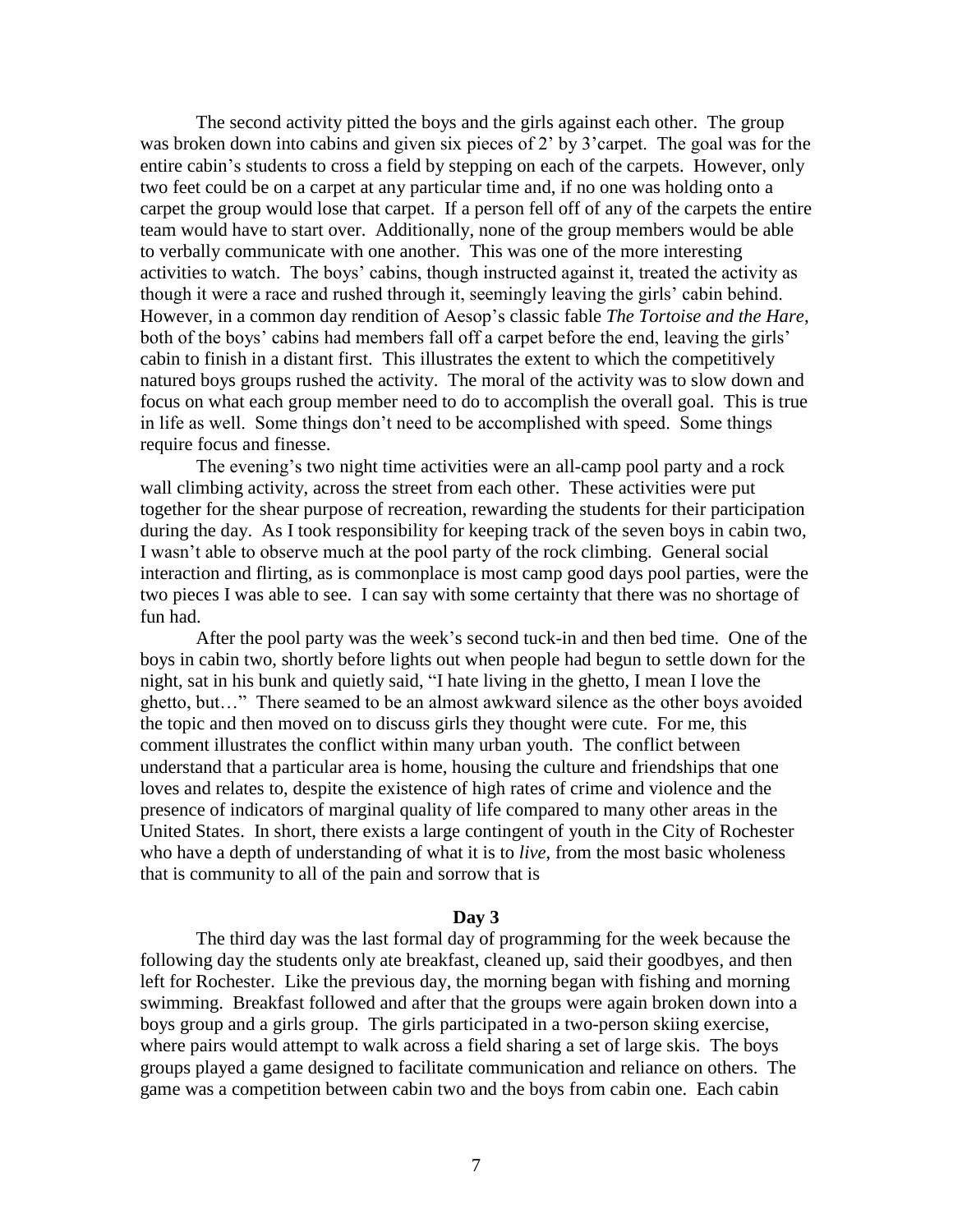The second activity pitted the boys and the girls against each other. The group was broken down into cabins and given six pieces of 2' by 3'carpet. The goal was for the entire cabin's students to cross a field by stepping on each of the carpets. However, only two feet could be on a carpet at any particular time and, if no one was holding onto a carpet the group would lose that carpet. If a person fell off of any of the carpets the entire team would have to start over. Additionally, none of the group members would be able to verbally communicate with one another. This was one of the more interesting activities to watch. The boys' cabins, though instructed against it, treated the activity as though it were a race and rushed through it, seemingly leaving the girls' cabin behind. However, in a common day rendition of Aesop's classic fable *The Tortoise and the Hare*, both of the boys' cabins had members fall off a carpet before the end, leaving the girls' cabin to finish in a distant first. This illustrates the extent to which the competitively natured boys groups rushed the activity. The moral of the activity was to slow down and focus on what each group member need to do to accomplish the overall goal. This is true in life as well. Some things don't need to be accomplished with speed. Some things require focus and finesse.

The evening's two night time activities were an all-camp pool party and a rock wall climbing activity, across the street from each other. These activities were put together for the shear purpose of recreation, rewarding the students for their participation during the day. As I took responsibility for keeping track of the seven boys in cabin two, I wasn't able to observe much at the pool party of the rock climbing. General social interaction and flirting, as is commonplace is most camp good days pool parties, were the two pieces I was able to see. I can say with some certainty that there was no shortage of fun had.

After the pool party was the week's second tuck-in and then bed time. One of the boys in cabin two, shortly before lights out when people had begun to settle down for the night, sat in his bunk and quietly said, "I hate living in the ghetto, I mean I love the ghetto, but…" There seamed to be an almost awkward silence as the other boys avoided the topic and then moved on to discuss girls they thought were cute. For me, this comment illustrates the conflict within many urban youth. The conflict between understand that a particular area is home, housing the culture and friendships that one loves and relates to, despite the existence of high rates of crime and violence and the presence of indicators of marginal quality of life compared to many other areas in the United States. In short, there exists a large contingent of youth in the City of Rochester who have a depth of understanding of what it is to *live*, from the most basic wholeness that is community to all of the pain and sorrow that is

**Day 3**

The third day was the last formal day of programming for the week because the following day the students only ate breakfast, cleaned up, said their goodbyes, and then left for Rochester. Like the previous day, the morning began with fishing and morning swimming. Breakfast followed and after that the groups were again broken down into a boys group and a girls group. The girls participated in a two-person skiing exercise, where pairs would attempt to walk across a field sharing a set of large skis. The boys groups played a game designed to facilitate communication and reliance on others. The game was a competition between cabin two and the boys from cabin one. Each cabin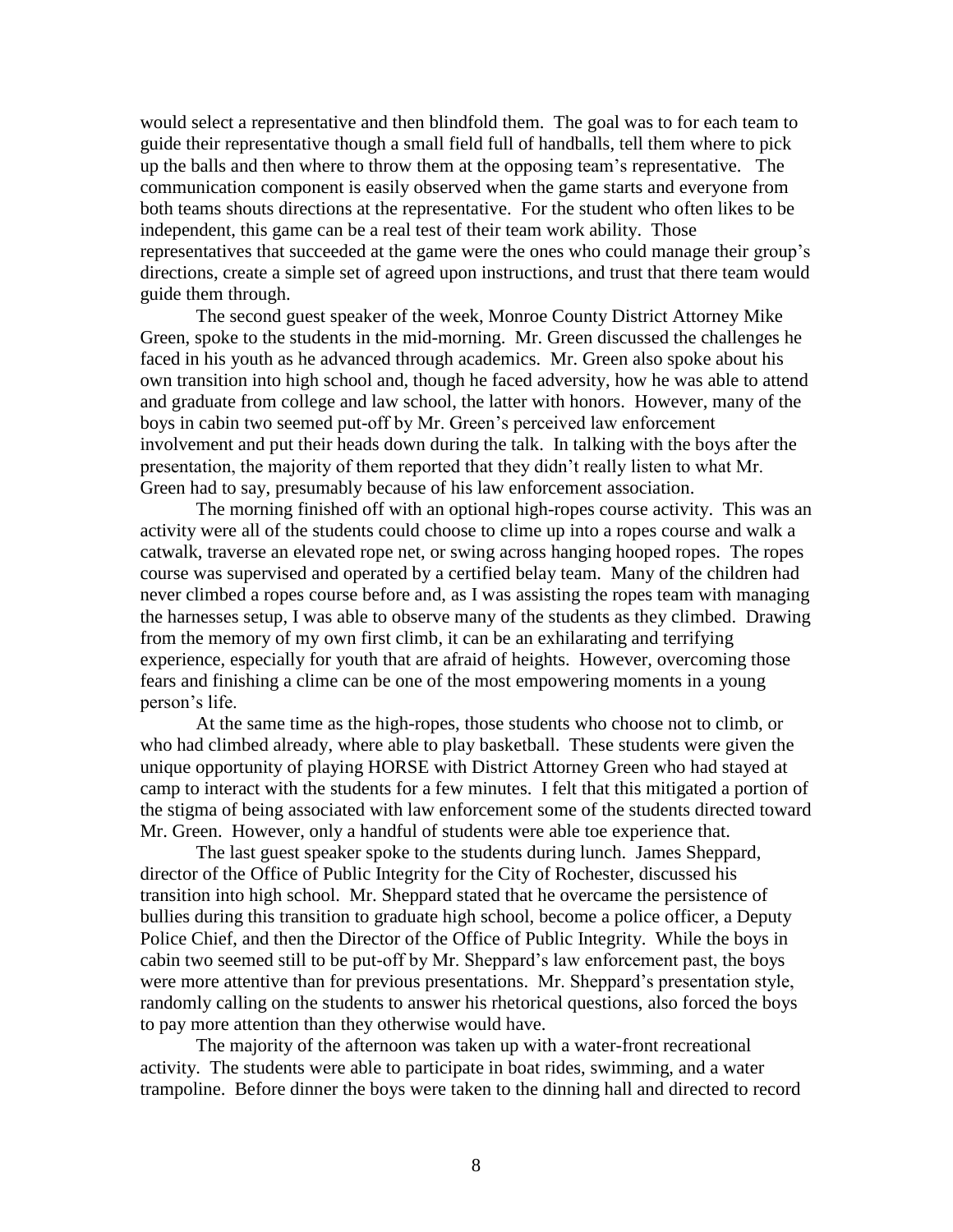would select a representative and then blindfold them. The goal was to for each team to guide their representative though a small field full of handballs, tell them where to pick up the balls and then where to throw them at the opposing team's representative. The communication component is easily observed when the game starts and everyone from both teams shouts directions at the representative. For the student who often likes to be independent, this game can be a real test of their team work ability. Those representatives that succeeded at the game were the ones who could manage their group's directions, create a simple set of agreed upon instructions, and trust that there team would guide them through.

The second guest speaker of the week, Monroe County District Attorney Mike Green, spoke to the students in the mid-morning. Mr. Green discussed the challenges he faced in his youth as he advanced through academics. Mr. Green also spoke about his own transition into high school and, though he faced adversity, how he was able to attend and graduate from college and law school, the latter with honors. However, many of the boys in cabin two seemed put-off by Mr. Green's perceived law enforcement involvement and put their heads down during the talk. In talking with the boys after the presentation, the majority of them reported that they didn't really listen to what Mr. Green had to say, presumably because of his law enforcement association.

The morning finished off with an optional high-ropes course activity. This was an activity were all of the students could choose to clime up into a ropes course and walk a catwalk, traverse an elevated rope net, or swing across hanging hooped ropes. The ropes course was supervised and operated by a certified belay team. Many of the children had never climbed a ropes course before and, as I was assisting the ropes team with managing the harnesses setup, I was able to observe many of the students as they climbed. Drawing from the memory of my own first climb, it can be an exhilarating and terrifying experience, especially for youth that are afraid of heights. However, overcoming those fears and finishing a clime can be one of the most empowering moments in a young person's life.

At the same time as the high-ropes, those students who choose not to climb, or who had climbed already, where able to play basketball. These students were given the unique opportunity of playing HORSE with District Attorney Green who had stayed at camp to interact with the students for a few minutes. I felt that this mitigated a portion of the stigma of being associated with law enforcement some of the students directed toward Mr. Green. However, only a handful of students were able toe experience that.

The last guest speaker spoke to the students during lunch. James Sheppard, director of the Office of Public Integrity for the City of Rochester, discussed his transition into high school. Mr. Sheppard stated that he overcame the persistence of bullies during this transition to graduate high school, become a police officer, a Deputy Police Chief, and then the Director of the Office of Public Integrity. While the boys in cabin two seemed still to be put-off by Mr. Sheppard's law enforcement past, the boys were more attentive than for previous presentations. Mr. Sheppard's presentation style, randomly calling on the students to answer his rhetorical questions, also forced the boys to pay more attention than they otherwise would have.

The majority of the afternoon was taken up with a water-front recreational activity. The students were able to participate in boat rides, swimming, and a water trampoline. Before dinner the boys were taken to the dinning hall and directed to record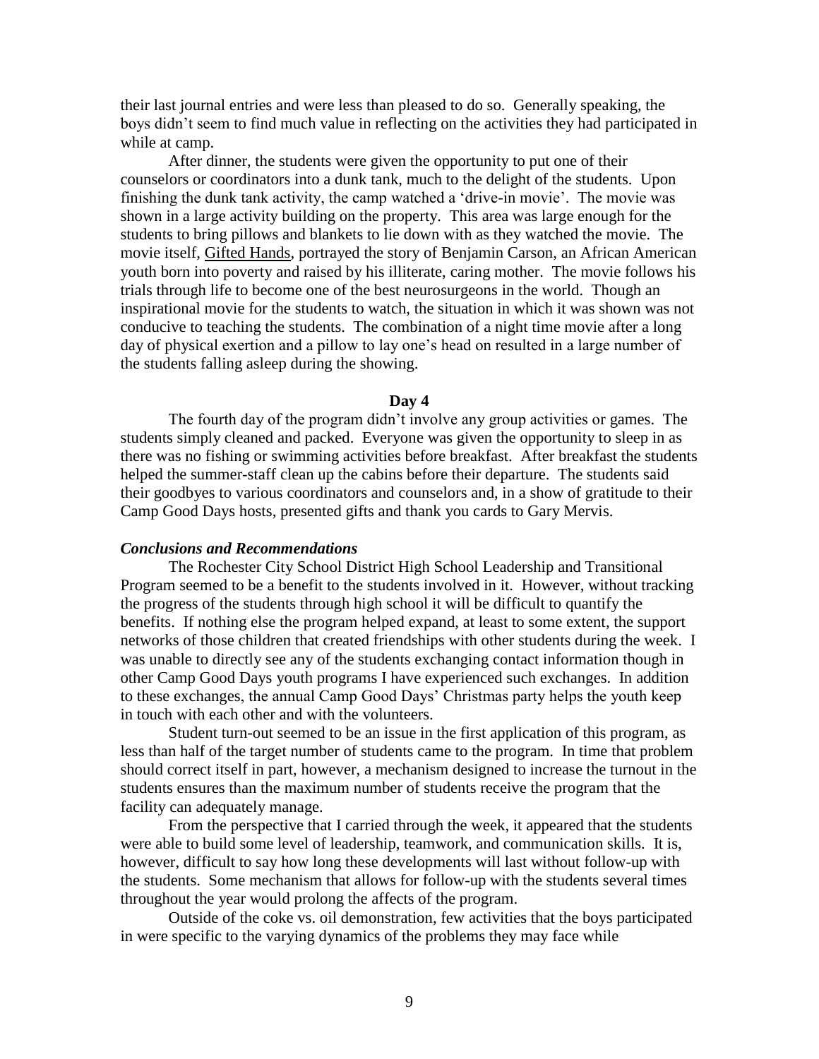their last journal entries and were less than pleased to do so. Generally speaking, the boys didn't seem to find much value in reflecting on the activities they had participated in while at camp.

After dinner, the students were given the opportunity to put one of their counselors or coordinators into a dunk tank, much to the delight of the students. Upon finishing the dunk tank activity, the camp watched a 'drive-in movie'. The movie was shown in a large activity building on the property. This area was large enough for the students to bring pillows and blankets to lie down with as they watched the movie. The movie itself, Gifted Hands, portrayed the story of Benjamin Carson, an African American youth born into poverty and raised by his illiterate, caring mother. The movie follows his trials through life to become one of the best neurosurgeons in the world. Though an inspirational movie for the students to watch, the situation in which it was shown was not conducive to teaching the students. The combination of a night time movie after a long day of physical exertion and a pillow to lay one's head on resulted in a large number of the students falling asleep during the showing.

**Day 4**

The fourth day of the program didn't involve any group activities or games. The students simply cleaned and packed. Everyone was given the opportunity to sleep in as there was no fishing or swimming activities before breakfast. After breakfast the students helped the summer-staff clean up the cabins before their departure. The students said their goodbyes to various coordinators and counselors and, in a show of gratitude to their Camp Good Days hosts, presented gifts and thank you cards to Gary Mervis.

***Conclusions and Recommendations***

The Rochester City School District High School Leadership and Transitional Program seemed to be a benefit to the students involved in it. However, without tracking the progress of the students through high school it will be difficult to quantify the benefits. If nothing else the program helped expand, at least to some extent, the support networks of those children that created friendships with other students during the week. I was unable to directly see any of the students exchanging contact information though in other Camp Good Days youth programs I have experienced such exchanges. In addition to these exchanges, the annual Camp Good Days' Christmas party helps the youth keep in touch with each other and with the volunteers.

Student turn-out seemed to be an issue in the first application of this program, as less than half of the target number of students came to the program. In time that problem should correct itself in part, however, a mechanism designed to increase the turnout in the students ensures than the maximum number of students receive the program that the facility can adequately manage.

From the perspective that I carried through the week, it appeared that the students were able to build some level of leadership, teamwork, and communication skills. It is, however, difficult to say how long these developments will last without follow-up with the students. Some mechanism that allows for follow-up with the students several times throughout the year would prolong the affects of the program.

Outside of the coke vs. oil demonstration, few activities that the boys participated in were specific to the varying dynamics of the problems they may face while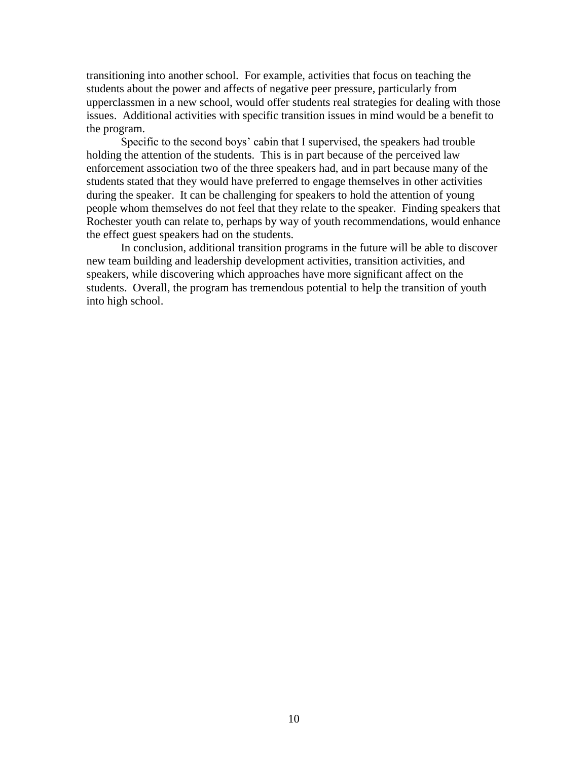transitioning into another school. For example, activities that focus on teaching the students about the power and affects of negative peer pressure, particularly from upperclassmen in a new school, would offer students real strategies for dealing with those issues. Additional activities with specific transition issues in mind would be a benefit to the program.

Specific to the second boys' cabin that I supervised, the speakers had trouble holding the attention of the students. This is in part because of the perceived law enforcement association two of the three speakers had, and in part because many of the students stated that they would have preferred to engage themselves in other activities during the speaker. It can be challenging for speakers to hold the attention of young people whom themselves do not feel that they relate to the speaker. Finding speakers that Rochester youth can relate to, perhaps by way of youth recommendations, would enhance the effect guest speakers had on the students.

In conclusion, additional transition programs in the future will be able to discover new team building and leadership development activities, transition activities, and speakers, while discovering which approaches have more significant affect on the students. Overall, the program has tremendous potential to help the transition of youth into high school.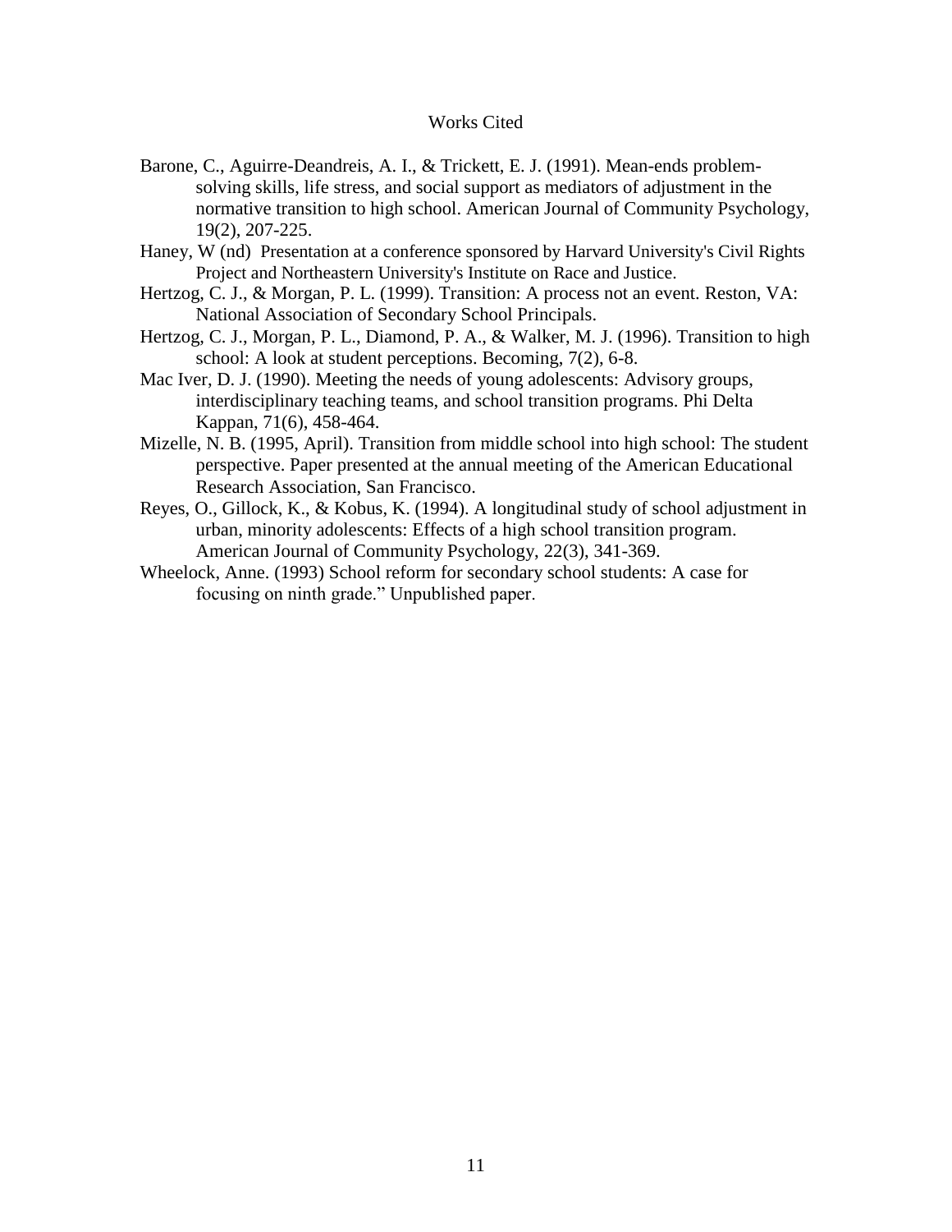# Works Cited

Barone, C., Aguirre-Deandreis, A. I., & Trickett, E. J. (1991). Mean-ends problem-solving skills, life stress, and social support as mediators of adjustment in the normative transition to high school. American Journal of Community Psychology, 19(2), 207-225.

Haney, W (nd) Presentation at a conference sponsored by Harvard University's Civil Rights Project and Northeastern University's Institute on Race and Justice.

Hertzog, C. J., & Morgan, P. L. (1999). Transition: A process not an event. Reston, VA: National Association of Secondary School Principals.

Hertzog, C. J., Morgan, P. L., Diamond, P. A., & Walker, M. J. (1996). Transition to high school: A look at student perceptions. Becoming, 7(2), 6-8.

Mac Iver, D. J. (1990). Meeting the needs of young adolescents: Advisory groups, interdisciplinary teaching teams, and school transition programs. Phi Delta Kappan, 71(6), 458-464.

Mizelle, N. B. (1995, April). Transition from middle school into high school: The student perspective. Paper presented at the annual meeting of the American Educational Research Association, San Francisco.

Reyes, O., Gillock, K., & Kobus, K. (1994). A longitudinal study of school adjustment in urban, minority adolescents: Effects of a high school transition program. American Journal of Community Psychology, 22(3), 341-369.

Wheelock, Anne. (1993) School reform for secondary school students: A case for focusing on ninth grade." Unpublished paper.